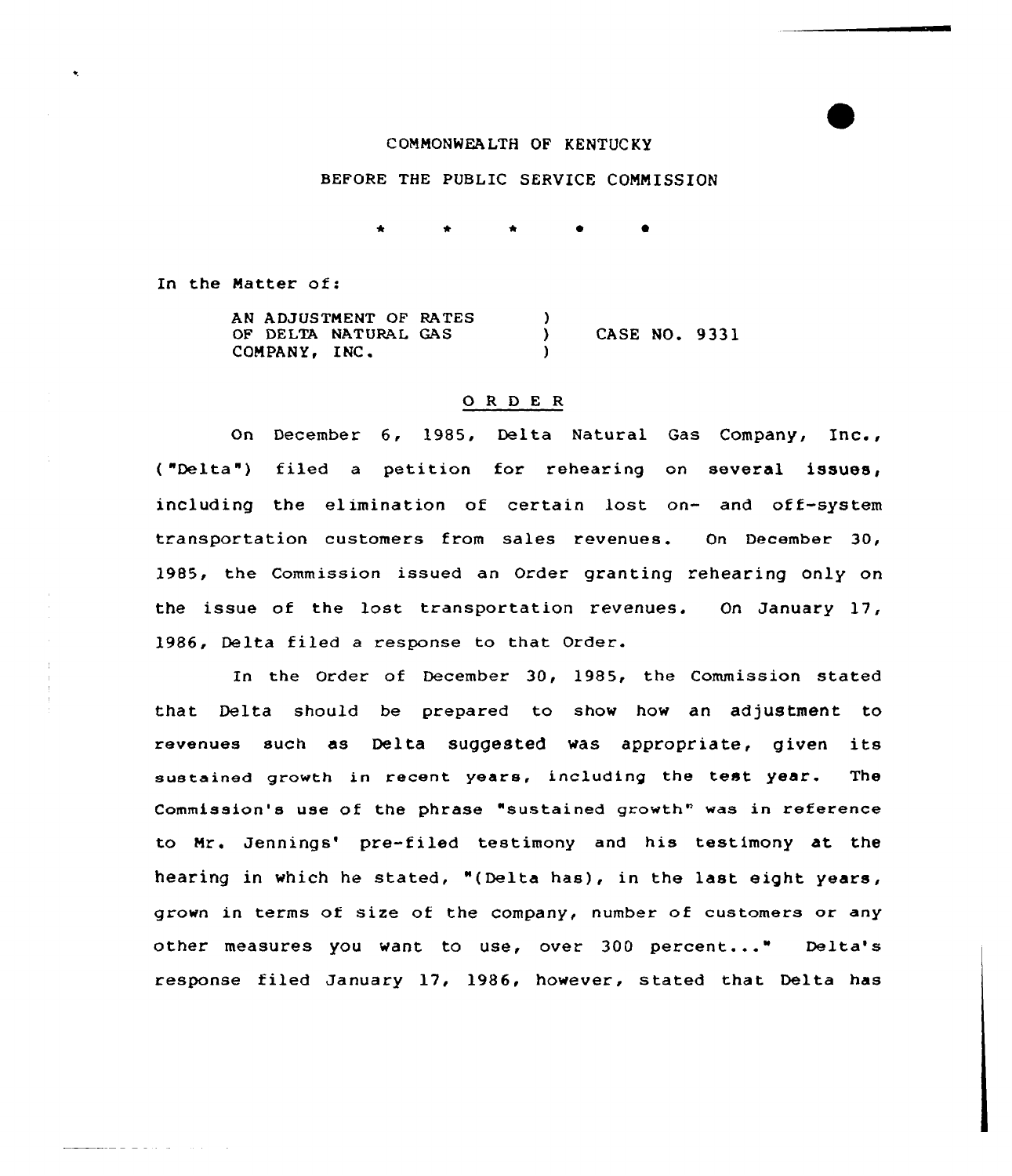COMMONWEALTH OF KENTUCKY

BEFORE THE PUBLIC SERVICE COMMISSION

\* \* \* \* \*

In the Matter of:

AN ADJUSTMENT OF RATES OF DELTA NATURAL GAS COMPANY, INC. ) CASE NO. 9331

## O R D E R

On December 6, 1985, Delta Natural Gas Company, Inc., ("Delta") filed a petition for rehearing on several issues, including the elimination of certain lost on- and off-system transportation customers from sales revenues. On December 30, 1985, the Commission issued an Order granting rehearing only on the issue of the lost transportation revenues. On January 17, 1986, Delta filed a response to that Order.

In the Order of December 30, 1985, the Commission stated that Delta should be prepared to show how an adjustment to revenues such as Delta suggested was appropriate, given its sustained growth in recent years, including the test year. The Commission's use of the phrase "sustained growth" was in reference to Mr. Jennings' pre-filed testimony and his testimony at the hearing in which he stated, "(Delta has), in the last eight years, grown in terms of size of the company, number of customers or any other measures you want to use, over 300 percent..." Delta's response filed January 17, 1986, however, stated that Delta has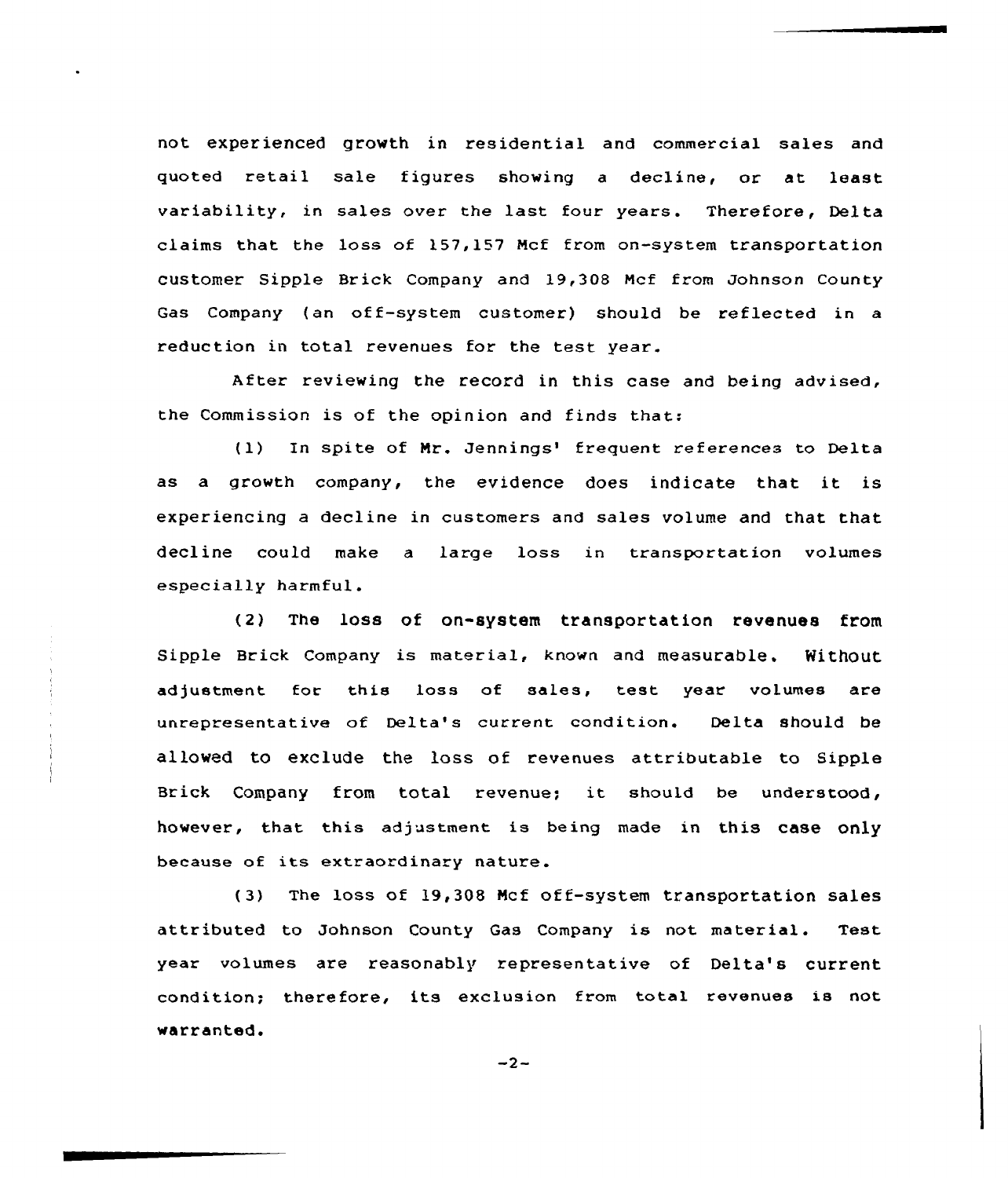not experienced growth in residential and commercial sales and quoted retail sale figures showing a decline, or at least variability, in sales over the last four years. Therefore, Delta claims that the loss of 157,157 Mcf from on-system transportation customer Sipple Brick Company and 19,308 Mcf from Johnson County Gas Company (an off-system customer) should be reflected in a reduction in total revenues for the test year.

After reviewing the record in this case and being advised, the Commission is of the opinion and finds that:

(1) In spite of Mr. Jennings' frequent references to Delta as a growth company, the evidence does indicate that it is experiencing a decline in customers and sales volume and that that decline could make a large loss in transportation volumes especially harmful.

(2) The loss of on-system transportation revenues from Sipple Brick Company is material, known and measurable. Without adjustment for this loss of sales, test year volumes are unrepresentative of Delta's current condition. Delta should be allowed to exclude the loss of revenues attributable to Sipple Brick Company from total revenue; it should be understood, however, that this adjustment is being made in this case only because of its extraordinary nature.

(3) The loss of 19,308 Mcf off-system transportation sales attributed to Johnson County Gas Company is not material. Test year volumes are reasonably representative of Delta's current condition; therefore, its exclusion from total revenues is not warranted.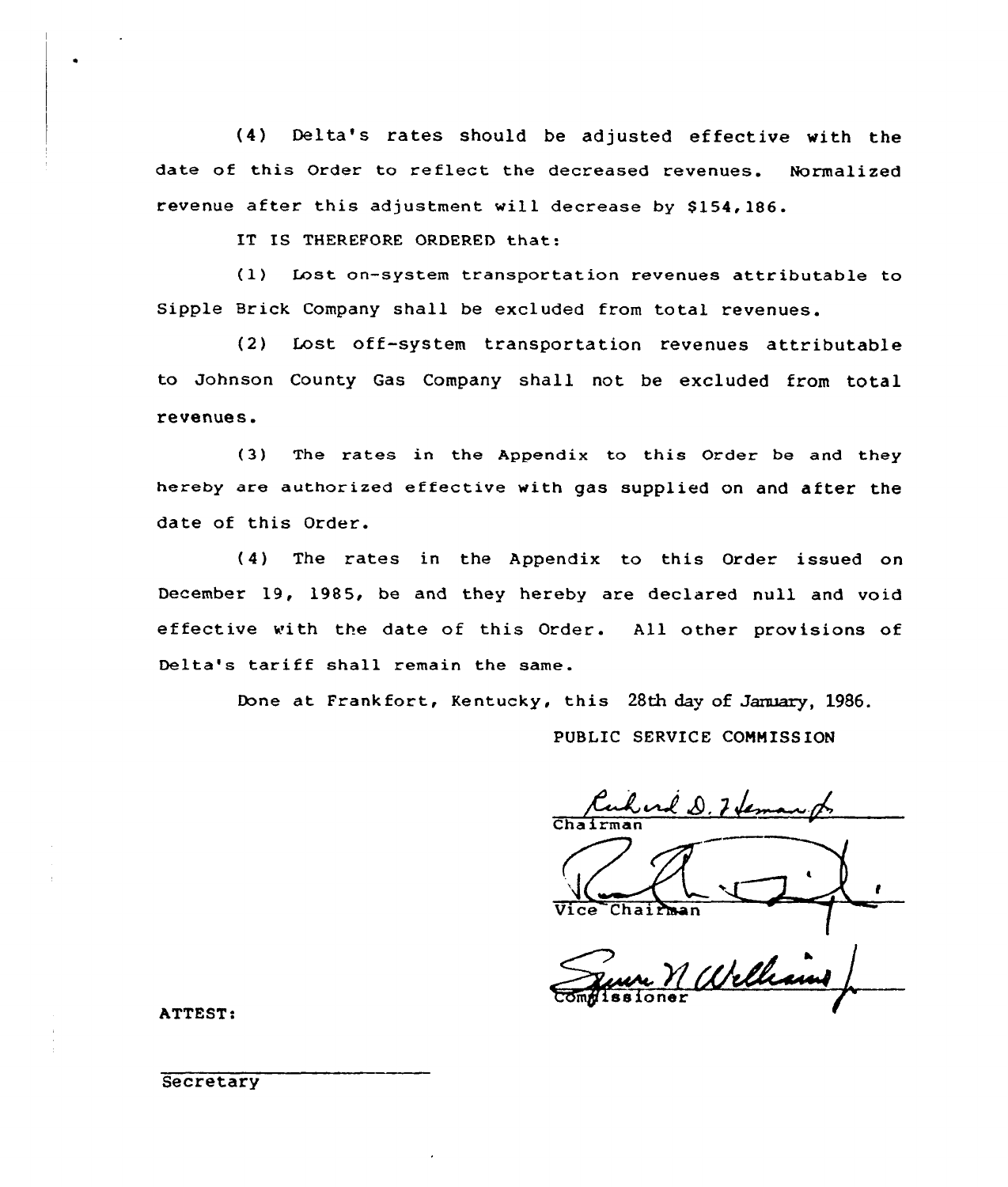(4) Delta's rates should be adjusted effective with the date of this Order to reflect the decreased revenues. Normalized revenue after this adjustment will decrease by $154,186.

IT IS THEREFORE ORDERED that:

(1) Lost on-system transportation revenues attributable to Sipple Brick Company shall be excluded from total revenues.

(2) Lost off-system transportation revenues attributable to Johnson County Gas Company shall not be excluded from total revenues.

(3) The rates in the Appendix to this Order be and they hereby are authorized effective with gas supplied on and after the date of this Order.

(4) The rates in the Appendix to this Order issued on December 19, 1985, be and they hereby are declared null and void effective with the date of this Order. All other provisions of Delta's tariff shall remain the same.

Done at Frankfort, Kentucky, this 28th day of January, 1986.

PUBLIC SERVICE COMMISSION

Chairman

Vice Chairman

Commissioner

ATTEST:

Secretary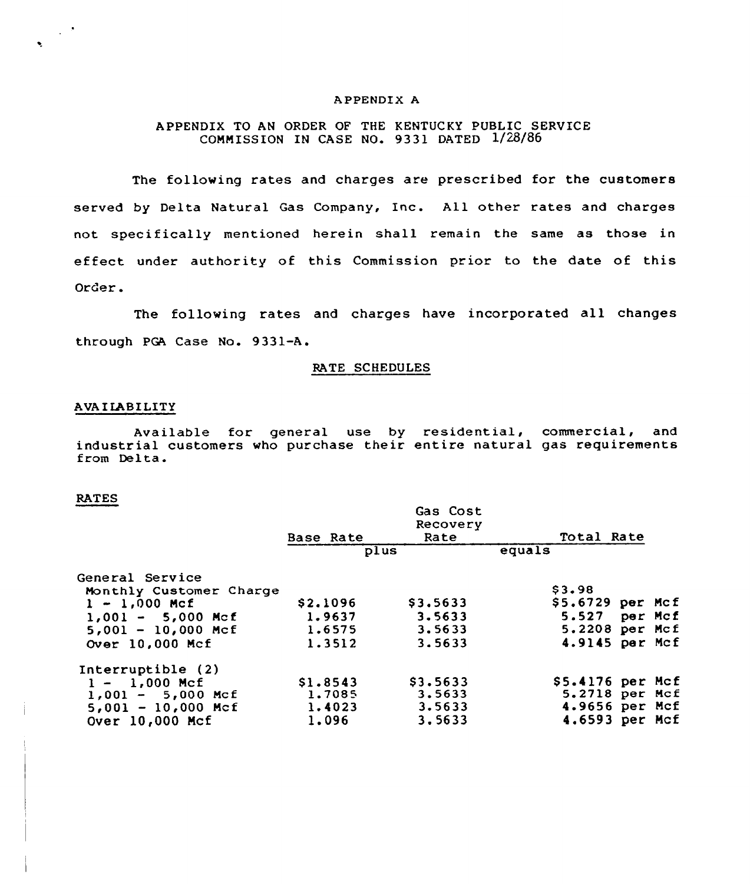APPENDIX A

APPENDIX TO AN ORDER OF THE KENTUCKY PUBLIC SERVICE COMMISSION IN CASE NO. 9331 DATED 1/28/86

The following rates and charges are prescribed for the customers served by Delta Natural Gas Company, Inc. All other rates and charges not specifically mentioned herein shall remain the same as those in effect under authority of this Commission prior to the date of this Order.

The following rates and charges have incorporated all changes through PGA Case No. 9331-A.

## RATE SCHEDULES

### AVAILABILITY

Available for general use by residential, commercial, and industrial customers who purchase their entire natural gas requirements from Delta.

### RATES

| | Base Rate | Gas Cost Recovery Rate | Total Rate |
|---|---|---|---|
| | plus | | equals |
| General Service | | | |
| Monthly Customer Charge | | | $3.98 |
| 1 - 1,000 Mcf | $2.1096 | $3.5633 | $5.6729 per Mcf |
| 1,001 - 5,000 Mcf | 1.9637 | 3.5633 | 5.527 per Mcf |
| 5,001 - 10,000 Mcf | 1.6575 | 3.5633 | 5.2208 per Mcf |
| Over 10,000 Mcf | 1.3512 | 3.5633 | 4.9145 per Mcf |
| Interruptible (2) | | | |
| 1 - 1,000 Mcf | $1.8543 | $3.5633 | $5.4176 per Mcf |
| 1,001 - 5,000 Mcf | 1.7085 | 3.5633 | 5.2718 per Mcf |
| 5,001 - 10,000 Mcf | 1.4023 | 3.5633 | 4.9656 per Mcf |
| Over 10,000 Mcf | 1.096 | 3.5633 | 4.6593 per Mcf |